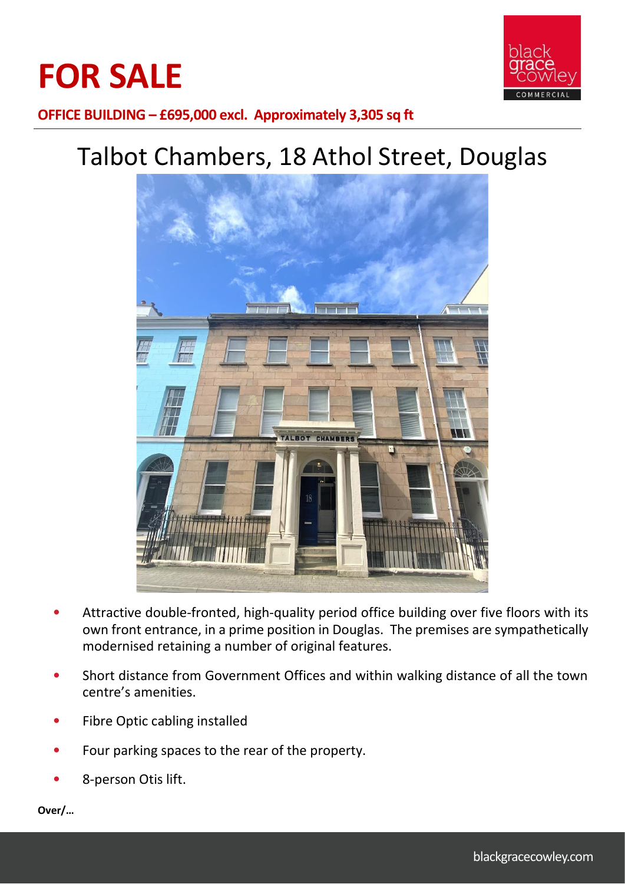# FOR SALE

**OFFICE BUILDING – £695,000 excl. Approximately 3,305 sq ft**

## Talbot Chambers, 18 Athol Street, Douglas

- Attractive double-fronted, high-quality period office building over five floors with its own front entrance, in a prime position in Douglas. The premises are sympathetically modernised retaining a number of original features.
- Short distance from Government Offices and within walking distance of all the town centre's amenities.
- Fibre Optic cabling installed
- Four parking spaces to the rear of the property.
- 8-person Otis lift.

**Over/…**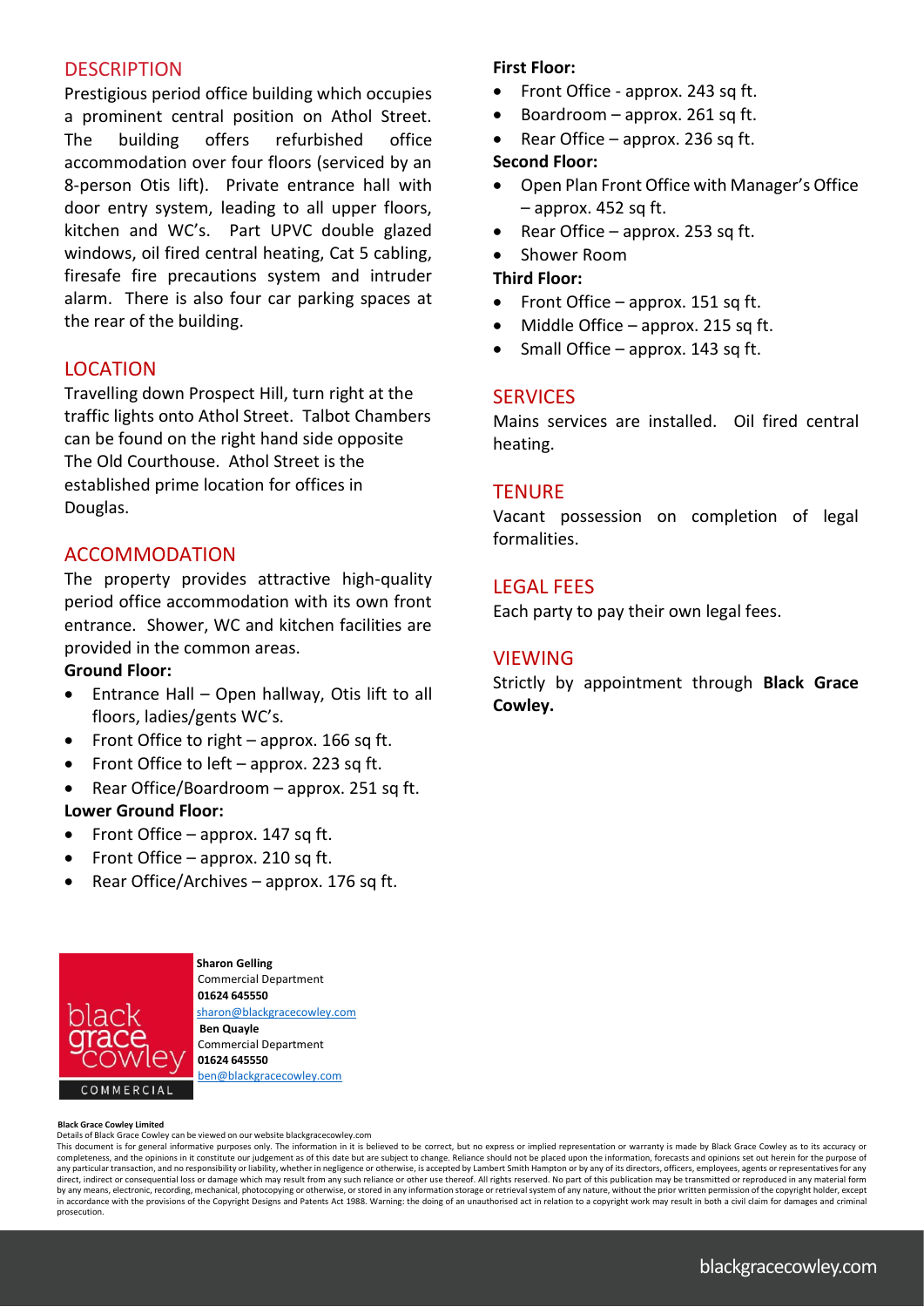## DESCRIPTION

Prestigious period office building which occupies a prominent central position on Athol Street. The building offers refurbished office accommodation over four floors (serviced by an 8-person Otis lift). Private entrance hall with door entry system, leading to all upper floors, kitchen and WC's. Part UPVC double glazed windows, oil fired central heating, Cat 5 cabling, firesafe fire precautions system and intruder alarm. There is also four car parking spaces at the rear of the building.

## LOCATION

Travelling down Prospect Hill, turn right at the traffic lights onto Athol Street. Talbot Chambers can be found on the right hand side opposite The Old Courthouse. Athol Street is the established prime location for offices in Douglas.

## ACCOMMODATION

The property provides attractive high-quality period office accommodation with its own front entrance. Shower, WC and kitchen facilities are provided in the common areas.

**Ground Floor:**

- Entrance Hall – Open hallway, Otis lift to all floors, ladies/gents WC's.
- Front Office to right – approx. 166 sq ft.
- Front Office to left – approx. 223 sq ft.
- Rear Office/Boardroom – approx. 251 sq ft.

**Lower Ground Floor:**

- Front Office – approx. 147 sq ft.
- Front Office – approx. 210 sq ft.
- Rear Office/Archives – approx. 176 sq ft.

**First Floor:**

- Front Office - approx. 243 sq ft.
- Boardroom – approx. 261 sq ft.
- Rear Office – approx. 236 sq ft.

**Second Floor:**

- Open Plan Front Office with Manager's Office – approx. 452 sq ft.
- Rear Office – approx. 253 sq ft.
- Shower Room

**Third Floor:**

- Front Office – approx. 151 sq ft.
- Middle Office – approx. 215 sq ft.
- Small Office – approx. 143 sq ft.

## SERVICES

Mains services are installed. Oil fired central heating.

## TENURE

Vacant possession on completion of legal formalities.

## LEGAL FEES

Each party to pay their own legal fees.

## VIEWING

Strictly by appointment through **Black Grace Cowley.**

black grace cowley COMMERCIAL

**Sharon Gelling**
Commercial Department
**01624 645550**
sharon@blackgracecowley.com

**Ben Quayle**
Commercial Department
**01624 645550**
ben@blackgracecowley.com

**Black Grace Cowley Limited**
Details of Black Grace Cowley can be viewed on our website blackgracecowley.com
This document is for general informative purposes only. The information in it is believed to be correct, but no express or implied representation or warranty is made by Black Grace Cowley as to its accuracy or completeness, and the opinions in it constitute our judgement as of this date but are subject to change. Reliance should not be placed upon the information, forecasts and opinions set out herein for the purpose of any particular transaction, and no responsibility or liability, whether in negligence or otherwise, is accepted by Lambert Smith Hampton or by any of its directors, officers, employees, agents or representatives for any direct, indirect or consequential loss or damage which may result from any such reliance or other use thereof. All rights reserved. No part of this publication may be transmitted or reproduced in any material form by any means, electronic, recording, mechanical, photocopying or otherwise, or stored in any information storage or retrieval system of any nature, without the prior written permission of the copyright holder, except in accordance with the provisions of the Copyright Designs and Patents Act 1988. Warning: the doing of an unauthorised act in relation to a copyright work may result in both a civil claim for damages and criminal prosecution.

blackgracecowley.com